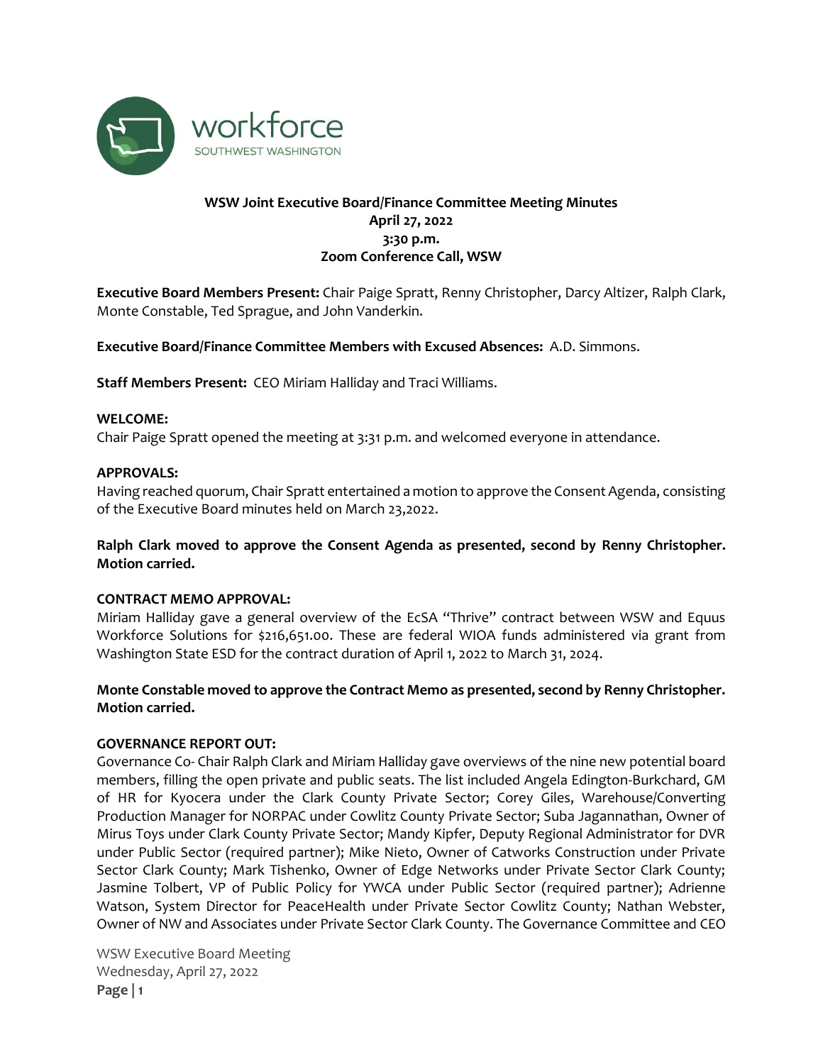**workforce**
SOUTHWEST WASHINGTON

**WSW Joint Executive Board/Finance Committee Meeting Minutes**
**April 27, 2022**
**3:30 p.m.**
**Zoom Conference Call, WSW**

**Executive Board Members Present:** Chair Paige Spratt, Renny Christopher, Darcy Altizer, Ralph Clark, Monte Constable, Ted Sprague, and John Vanderkin.

**Executive Board/Finance Committee Members with Excused Absences:** A.D. Simmons.

**Staff Members Present:** CEO Miriam Halliday and Traci Williams.

**WELCOME:**
Chair Paige Spratt opened the meeting at 3:31 p.m. and welcomed everyone in attendance.

**APPROVALS:**
Having reached quorum, Chair Spratt entertained a motion to approve the Consent Agenda, consisting of the Executive Board minutes held on March 23,2022.

**Ralph Clark moved to approve the Consent Agenda as presented, second by Renny Christopher. Motion carried.**

**CONTRACT MEMO APPROVAL:**
Miriam Halliday gave a general overview of the EcSA "Thrive" contract between WSW and Equus Workforce Solutions for $216,651.00. These are federal WIOA funds administered via grant from Washington State ESD for the contract duration of April 1, 2022 to March 31, 2024.

**Monte Constable moved to approve the Contract Memo as presented, second by Renny Christopher. Motion carried.**

**GOVERNANCE REPORT OUT:**
Governance Co- Chair Ralph Clark and Miriam Halliday gave overviews of the nine new potential board members, filling the open private and public seats. The list included Angela Edington-Burkchard, GM of HR for Kyocera under the Clark County Private Sector; Corey Giles, Warehouse/Converting Production Manager for NORPAC under Cowlitz County Private Sector; Suba Jagannathan, Owner of Mirus Toys under Clark County Private Sector; Mandy Kipfer, Deputy Regional Administrator for DVR under Public Sector (required partner); Mike Nieto, Owner of Catworks Construction under Private Sector Clark County; Mark Tishenko, Owner of Edge Networks under Private Sector Clark County; Jasmine Tolbert, VP of Public Policy for YWCA under Public Sector (required partner); Adrienne Watson, System Director for PeaceHealth under Private Sector Cowlitz County; Nathan Webster, Owner of NW and Associates under Private Sector Clark County. The Governance Committee and CEO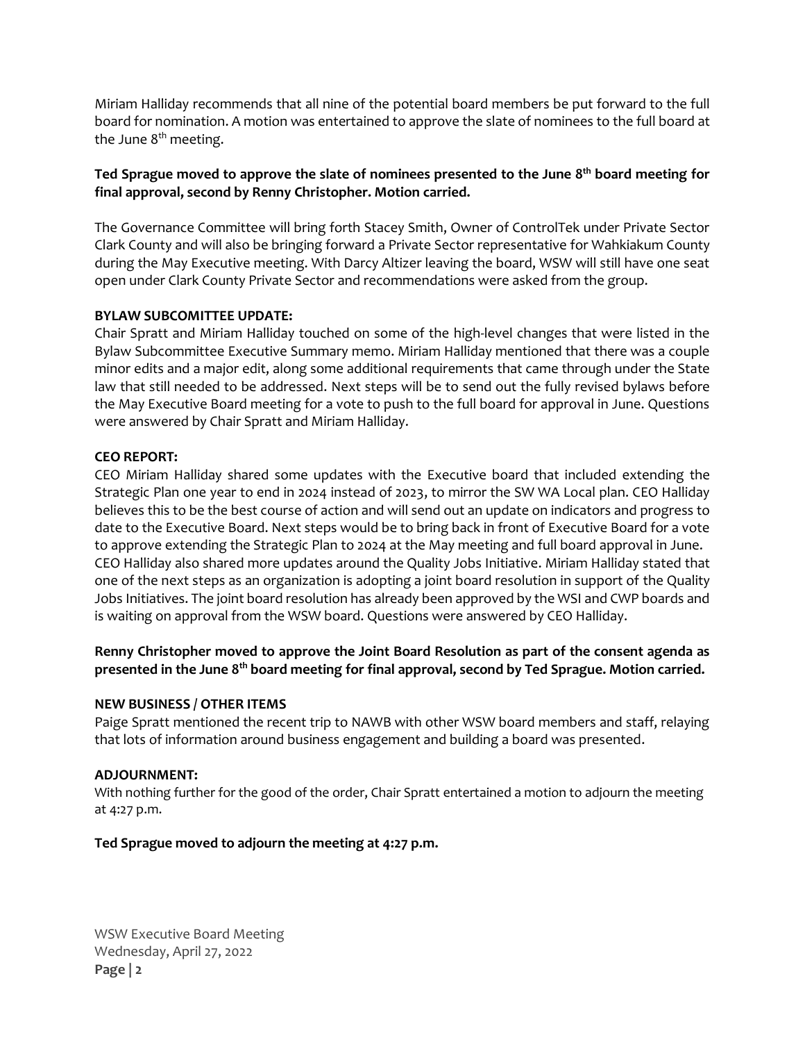Miriam Halliday recommends that all nine of the potential board members be put forward to the full board for nomination. A motion was entertained to approve the slate of nominees to the full board at the June 8th meeting.

**Ted Sprague moved to approve the slate of nominees presented to the June 8th board meeting for final approval, second by Renny Christopher. Motion carried.**

The Governance Committee will bring forth Stacey Smith, Owner of ControlTek under Private Sector Clark County and will also be bringing forward a Private Sector representative for Wahkiakum County during the May Executive meeting. With Darcy Altizer leaving the board, WSW will still have one seat open under Clark County Private Sector and recommendations were asked from the group.

**BYLAW SUBCOMITTEE UPDATE:**

Chair Spratt and Miriam Halliday touched on some of the high-level changes that were listed in the Bylaw Subcommittee Executive Summary memo. Miriam Halliday mentioned that there was a couple minor edits and a major edit, along some additional requirements that came through under the State law that still needed to be addressed. Next steps will be to send out the fully revised bylaws before the May Executive Board meeting for a vote to push to the full board for approval in June. Questions were answered by Chair Spratt and Miriam Halliday.

**CEO REPORT:**

CEO Miriam Halliday shared some updates with the Executive board that included extending the Strategic Plan one year to end in 2024 instead of 2023, to mirror the SW WA Local plan. CEO Halliday believes this to be the best course of action and will send out an update on indicators and progress to date to the Executive Board. Next steps would be to bring back in front of Executive Board for a vote to approve extending the Strategic Plan to 2024 at the May meeting and full board approval in June. CEO Halliday also shared more updates around the Quality Jobs Initiative. Miriam Halliday stated that one of the next steps as an organization is adopting a joint board resolution in support of the Quality Jobs Initiatives. The joint board resolution has already been approved by the WSI and CWP boards and is waiting on approval from the WSW board. Questions were answered by CEO Halliday.

**Renny Christopher moved to approve the Joint Board Resolution as part of the consent agenda as presented in the June 8th board meeting for final approval, second by Ted Sprague. Motion carried.**

**NEW BUSINESS / OTHER ITEMS**

Paige Spratt mentioned the recent trip to NAWB with other WSW board members and staff, relaying that lots of information around business engagement and building a board was presented.

**ADJOURNMENT:**

With nothing further for the good of the order, Chair Spratt entertained a motion to adjourn the meeting at 4:27 p.m.

**Ted Sprague moved to adjourn the meeting at 4:27 p.m.**